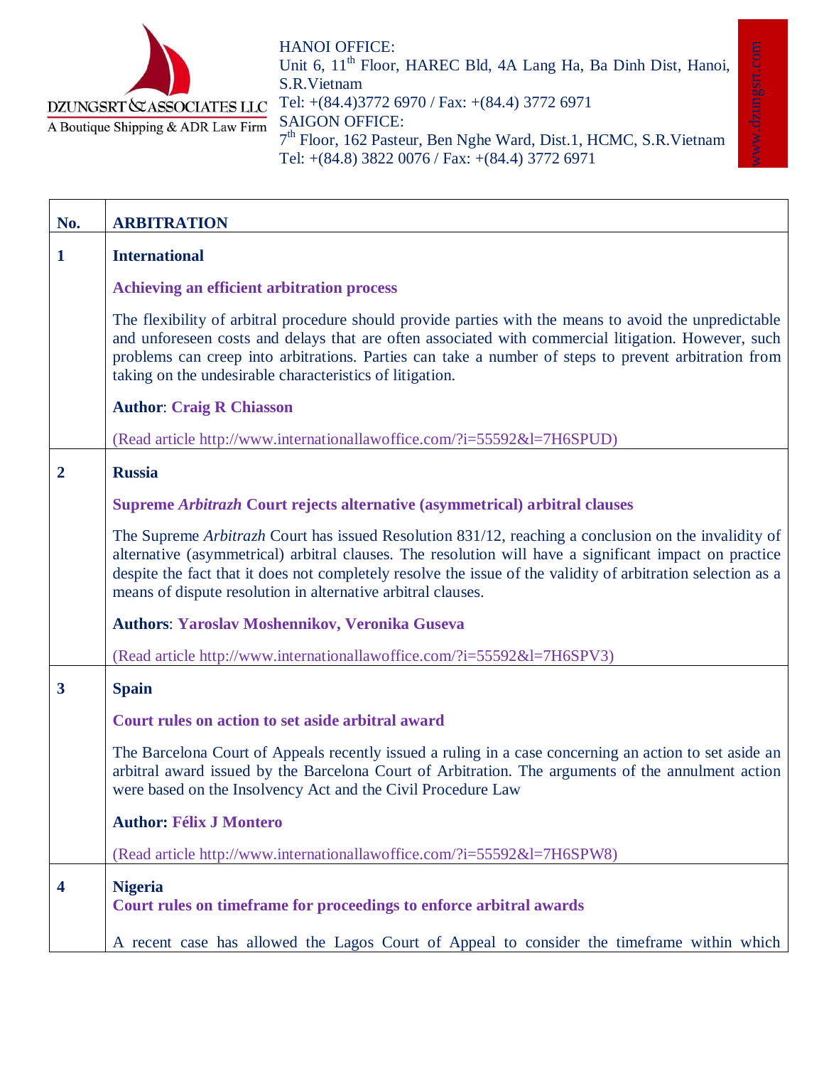DZUNGSRT & ASSOCIATES LLC
A Boutique Shipping & ADR Law Firm

HANOI OFFICE:
Unit 6, 11th Floor, HAREC Bld, 4A Lang Ha, Ba Dinh Dist, Hanoi, S.R.Vietnam
Tel: +(84.4)3772 6970 / Fax: +(84.4) 3772 6971
SAIGON OFFICE:
7th Floor, 162 Pasteur, Ben Nghe Ward, Dist.1, HCMC, S.R.Vietnam
Tel: +(84.8) 3822 0076 / Fax: +(84.4) 3772 6971

www.dzungsrt.com

| No. | ARBITRATION |
|---|---|
| **1** | **International**<br><br>**Achieving an efficient arbitration process**<br><br>The flexibility of arbitral procedure should provide parties with the means to avoid the unpredictable and unforeseen costs and delays that are often associated with commercial litigation. However, such problems can creep into arbitrations. Parties can take a number of steps to prevent arbitration from taking on the undesirable characteristics of litigation.<br><br>**Author**: **Craig R Chiasson**<br><br>(Read article http://www.internationallawoffice.com/?i=55592&l=7H6SPUD) |
| **2** | **Russia**<br><br>**Supreme *Arbitrazh* Court rejects alternative (asymmetrical) arbitral clauses**<br><br>The Supreme *Arbitrazh* Court has issued Resolution 831/12, reaching a conclusion on the invalidity of alternative (asymmetrical) arbitral clauses. The resolution will have a significant impact on practice despite the fact that it does not completely resolve the issue of the validity of arbitration selection as a means of dispute resolution in alternative arbitral clauses.<br><br>**Authors**: **Yaroslav Moshennikov, Veronika Guseva**<br><br>(Read article http://www.internationallawoffice.com/?i=55592&l=7H6SPV3) |
| **3** | **Spain**<br><br>**Court rules on action to set aside arbitral award**<br><br>The Barcelona Court of Appeals recently issued a ruling in a case concerning an action to set aside an arbitral award issued by the Barcelona Court of Arbitration. The arguments of the annulment action were based on the Insolvency Act and the Civil Procedure Law<br><br>**Author: Félix J Montero**<br><br>(Read article http://www.internationallawoffice.com/?i=55592&l=7H6SPW8) |
| **4** | **Nigeria**<br>**Court rules on timeframe for proceedings to enforce arbitral awards**<br><br>A recent case has allowed the Lagos Court of Appeal to consider the timeframe within which |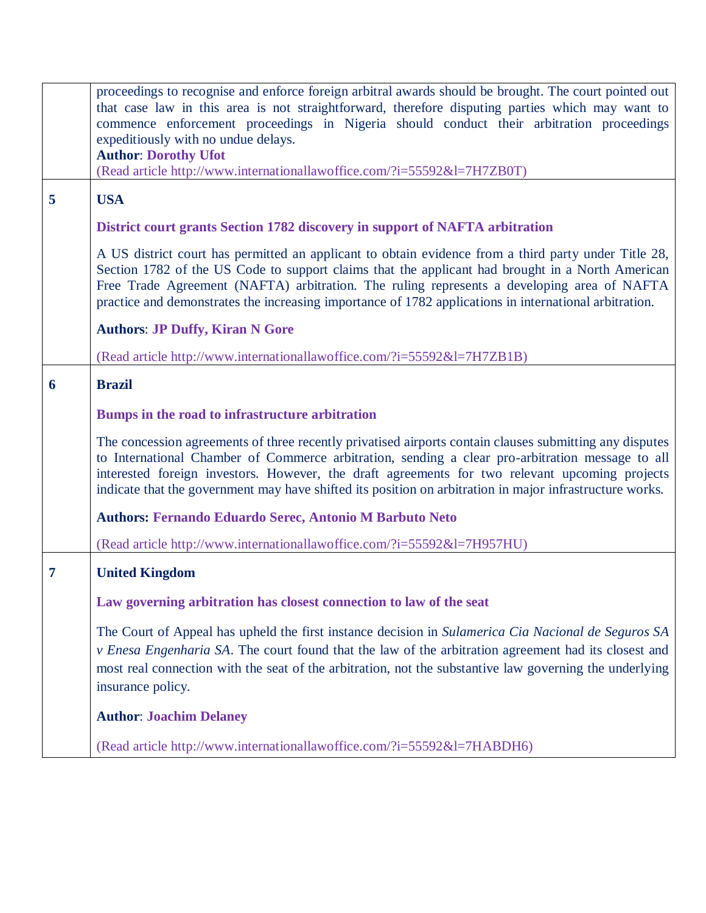| | |
|---|---|
| | proceedings to recognise and enforce foreign arbitral awards should be brought. The court pointed out that case law in this area is not straightforward, therefore disputing parties which may want to commence enforcement proceedings in Nigeria should conduct their arbitration proceedings expeditiously with no undue delays.<br>**Author**: **Dorothy Ufot**<br>(Read article http://www.internationallawoffice.com/?i=55592&l=7H7ZB0T) |
| **5** | **USA**<br><br>**District court grants Section 1782 discovery in support of NAFTA arbitration**<br><br>A US district court has permitted an applicant to obtain evidence from a third party under Title 28, Section 1782 of the US Code to support claims that the applicant had brought in a North American Free Trade Agreement (NAFTA) arbitration. The ruling represents a developing area of NAFTA practice and demonstrates the increasing importance of 1782 applications in international arbitration.<br><br>**Authors**: **JP Duffy, Kiran N Gore**<br><br>(Read article http://www.internationallawoffice.com/?i=55592&l=7H7ZB1B) |
| **6** | **Brazil**<br><br>**Bumps in the road to infrastructure arbitration**<br><br>The concession agreements of three recently privatised airports contain clauses submitting any disputes to International Chamber of Commerce arbitration, sending a clear pro-arbitration message to all interested foreign investors. However, the draft agreements for two relevant upcoming projects indicate that the government may have shifted its position on arbitration in major infrastructure works.<br><br>**Authors: Fernando Eduardo Serec, Antonio M Barbuto Neto**<br><br>(Read article http://www.internationallawoffice.com/?i=55592&l=7H957HU) |
| **7** | **United Kingdom**<br><br>**Law governing arbitration has closest connection to law of the seat**<br><br>The Court of Appeal has upheld the first instance decision in *Sulamerica Cia Nacional de Seguros SA v Enesa Engenharia SA*. The court found that the law of the arbitration agreement had its closest and most real connection with the seat of the arbitration, not the substantive law governing the underlying insurance policy.<br><br>**Author**: **Joachim Delaney**<br><br>(Read article http://www.internationallawoffice.com/?i=55592&l=7HABDH6) |